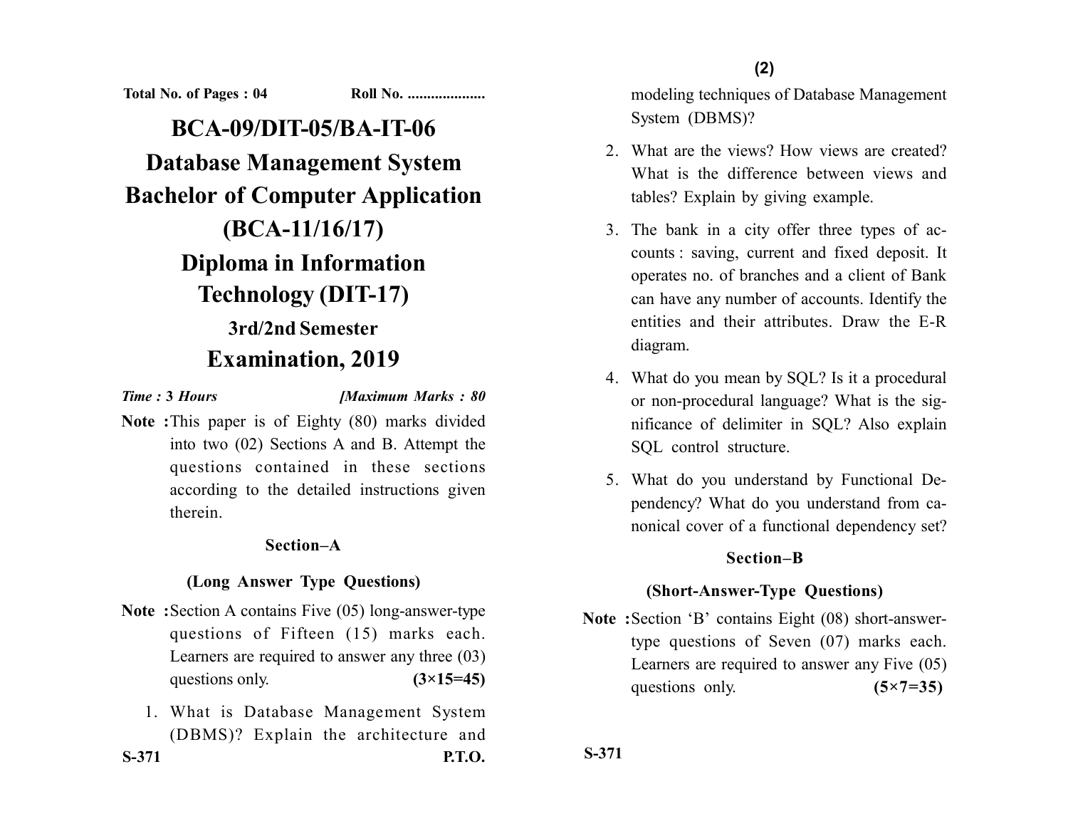Total No. of Pages : 04 Roll No. ....................

# BCA-09/DIT-05/BA-IT-06

# Database Management System

# Bachelor of Computer Application (BCA-11/16/17)

# Diploma in Information Technology (DIT-17)

## 3rd/2nd Semester

## Examination, 2019

*Time :* **3** *Hours* *[Maximum Marks : 80*

**Note :** This paper is of Eighty (80) marks divided into two (02) Sections A and B. Attempt the questions contained in these sections according to the detailed instructions given therein.

### Section–A

### (Long Answer Type Questions)

**Note :** Section A contains Five (05) long-answer-type questions of Fifteen (15) marks each. Learners are required to answer any three (03) questions only. **(3×15=45)**

1. What is Database Management System (DBMS)? Explain the architecture and modeling techniques of Database Management System (DBMS)?

2. What are the views? How views are created? What is the difference between views and tables? Explain by giving example.

3. The bank in a city offer three types of accounts : saving, current and fixed deposit. It operates no. of branches and a client of Bank can have any number of accounts. Identify the entities and their attributes. Draw the E-R diagram.

4. What do you mean by SQL? Is it a procedural or non-procedural language? What is the significance of delimiter in SQL? Also explain SQL control structure.

5. What do you understand by Functional Dependency? What do you understand from canonical cover of a functional dependency set?

### Section–B

### (Short-Answer-Type Questions)

**Note :** Section 'B' contains Eight (08) short-answer-type questions of Seven (07) marks each. Learners are required to answer any Five (05) questions only. **(5×7=35)**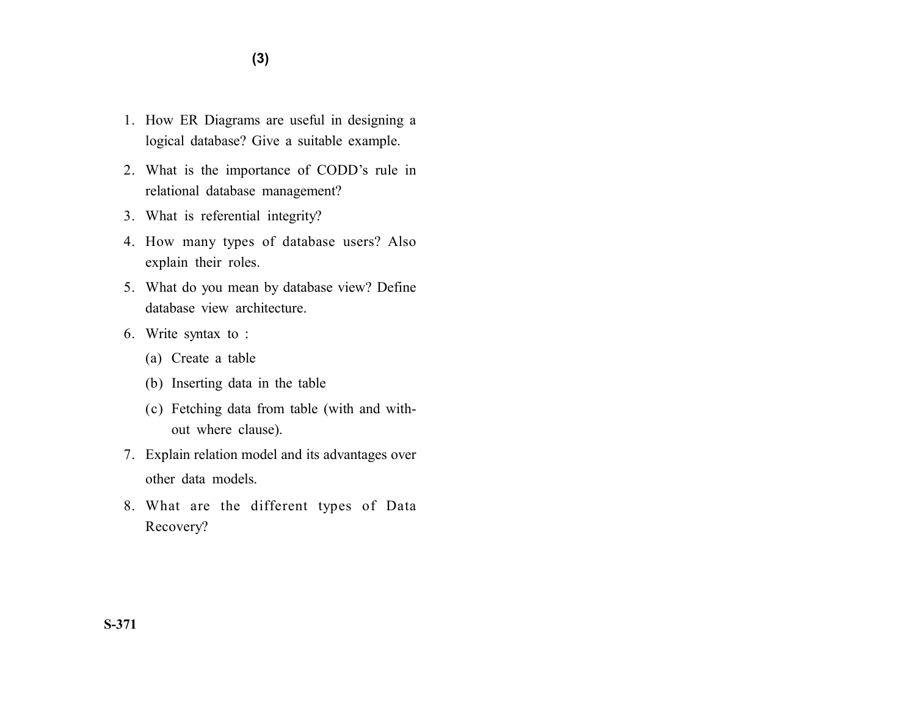1. How ER Diagrams are useful in designing a logical database? Give a suitable example.
2. What is the importance of CODD's rule in relational database management?
3. What is referential integrity?
4. How many types of database users? Also explain their roles.
5. What do you mean by database view? Define database view architecture.
6. Write syntax to :
   (a) Create a table
   (b) Inserting data in the table
   (c) Fetching data from table (with and without where clause).
7. Explain relation model and its advantages over other data models.
8. What are the different types of Data Recovery?

S-371